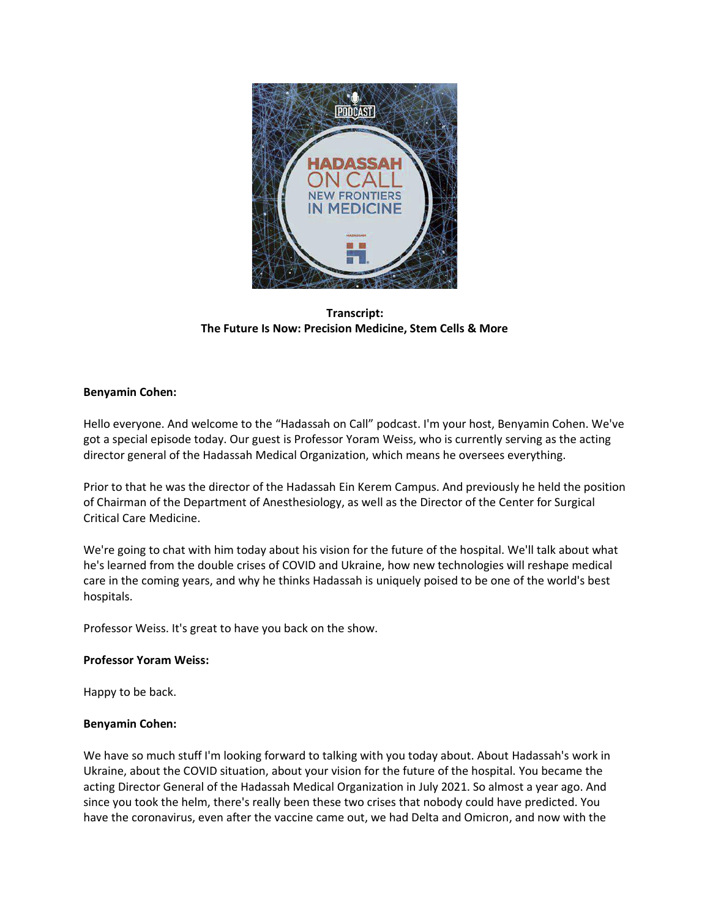**Transcript:**
**The Future Is Now: Precision Medicine, Stem Cells & More**

**Benyamin Cohen:**

Hello everyone. And welcome to the "Hadassah on Call" podcast. I'm your host, Benyamin Cohen. We've got a special episode today. Our guest is Professor Yoram Weiss, who is currently serving as the acting director general of the Hadassah Medical Organization, which means he oversees everything.

Prior to that he was the director of the Hadassah Ein Kerem Campus. And previously he held the position of Chairman of the Department of Anesthesiology, as well as the Director of the Center for Surgical Critical Care Medicine.

We're going to chat with him today about his vision for the future of the hospital. We'll talk about what he's learned from the double crises of COVID and Ukraine, how new technologies will reshape medical care in the coming years, and why he thinks Hadassah is uniquely poised to be one of the world's best hospitals.

Professor Weiss. It's great to have you back on the show.

**Professor Yoram Weiss:**

Happy to be back.

**Benyamin Cohen:**

We have so much stuff I'm looking forward to talking with you today about. About Hadassah's work in Ukraine, about the COVID situation, about your vision for the future of the hospital. You became the acting Director General of the Hadassah Medical Organization in July 2021. So almost a year ago. And since you took the helm, there's really been these two crises that nobody could have predicted. You have the coronavirus, even after the vaccine came out, we had Delta and Omicron, and now with the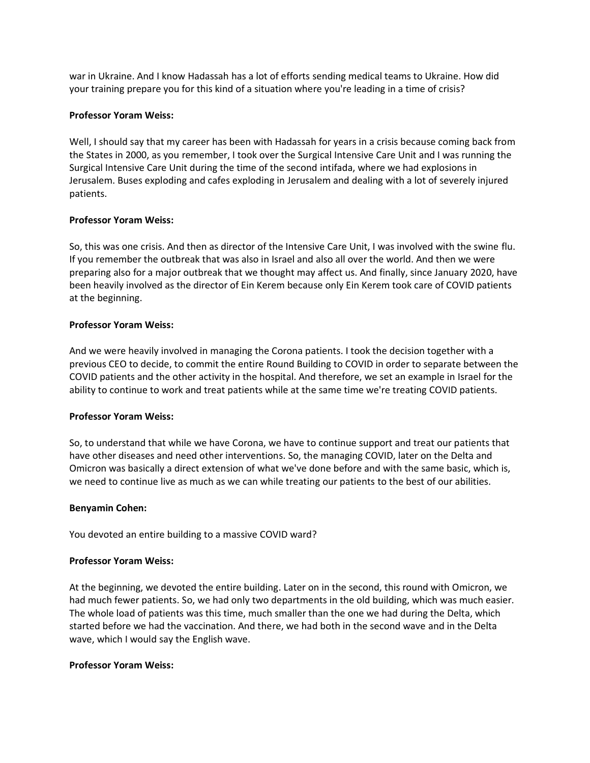war in Ukraine. And I know Hadassah has a lot of efforts sending medical teams to Ukraine. How did your training prepare you for this kind of a situation where you're leading in a time of crisis?

**Professor Yoram Weiss:**

Well, I should say that my career has been with Hadassah for years in a crisis because coming back from the States in 2000, as you remember, I took over the Surgical Intensive Care Unit and I was running the Surgical Intensive Care Unit during the time of the second intifada, where we had explosions in Jerusalem. Buses exploding and cafes exploding in Jerusalem and dealing with a lot of severely injured patients.

**Professor Yoram Weiss:**

So, this was one crisis. And then as director of the Intensive Care Unit, I was involved with the swine flu. If you remember the outbreak that was also in Israel and also all over the world. And then we were preparing also for a major outbreak that we thought may affect us. And finally, since January 2020, have been heavily involved as the director of Ein Kerem because only Ein Kerem took care of COVID patients at the beginning.

**Professor Yoram Weiss:**

And we were heavily involved in managing the Corona patients. I took the decision together with a previous CEO to decide, to commit the entire Round Building to COVID in order to separate between the COVID patients and the other activity in the hospital. And therefore, we set an example in Israel for the ability to continue to work and treat patients while at the same time we're treating COVID patients.

**Professor Yoram Weiss:**

So, to understand that while we have Corona, we have to continue support and treat our patients that have other diseases and need other interventions. So, the managing COVID, later on the Delta and Omicron was basically a direct extension of what we've done before and with the same basic, which is, we need to continue live as much as we can while treating our patients to the best of our abilities.

**Benyamin Cohen:**

You devoted an entire building to a massive COVID ward?

**Professor Yoram Weiss:**

At the beginning, we devoted the entire building. Later on in the second, this round with Omicron, we had much fewer patients. So, we had only two departments in the old building, which was much easier. The whole load of patients was this time, much smaller than the one we had during the Delta, which started before we had the vaccination. And there, we had both in the second wave and in the Delta wave, which I would say the English wave.

**Professor Yoram Weiss:**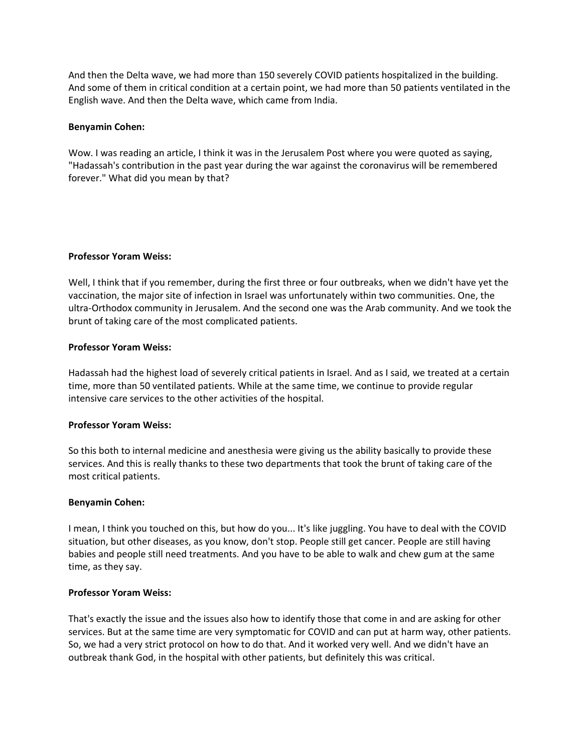And then the Delta wave, we had more than 150 severely COVID patients hospitalized in the building. And some of them in critical condition at a certain point, we had more than 50 patients ventilated in the English wave. And then the Delta wave, which came from India.

**Benyamin Cohen:**

Wow. I was reading an article, I think it was in the Jerusalem Post where you were quoted as saying, "Hadassah's contribution in the past year during the war against the coronavirus will be remembered forever." What did you mean by that?

**Professor Yoram Weiss:**

Well, I think that if you remember, during the first three or four outbreaks, when we didn't have yet the vaccination, the major site of infection in Israel was unfortunately within two communities. One, the ultra-Orthodox community in Jerusalem. And the second one was the Arab community. And we took the brunt of taking care of the most complicated patients.

**Professor Yoram Weiss:**

Hadassah had the highest load of severely critical patients in Israel. And as I said, we treated at a certain time, more than 50 ventilated patients. While at the same time, we continue to provide regular intensive care services to the other activities of the hospital.

**Professor Yoram Weiss:**

So this both to internal medicine and anesthesia were giving us the ability basically to provide these services. And this is really thanks to these two departments that took the brunt of taking care of the most critical patients.

**Benyamin Cohen:**

I mean, I think you touched on this, but how do you... It's like juggling. You have to deal with the COVID situation, but other diseases, as you know, don't stop. People still get cancer. People are still having babies and people still need treatments. And you have to be able to walk and chew gum at the same time, as they say.

**Professor Yoram Weiss:**

That's exactly the issue and the issues also how to identify those that come in and are asking for other services. But at the same time are very symptomatic for COVID and can put at harm way, other patients. So, we had a very strict protocol on how to do that. And it worked very well. And we didn't have an outbreak thank God, in the hospital with other patients, but definitely this was critical.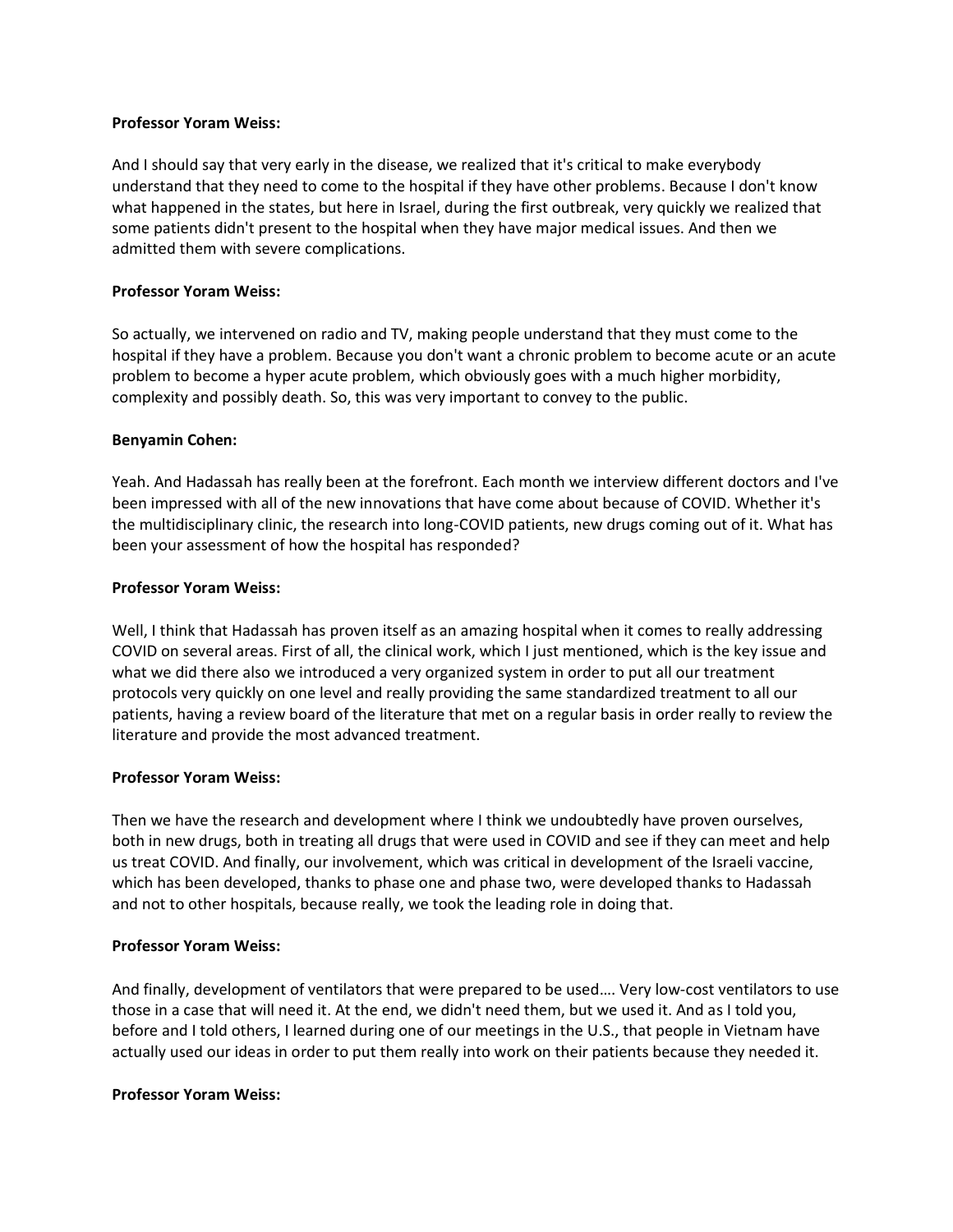**Professor Yoram Weiss:**

And I should say that very early in the disease, we realized that it's critical to make everybody understand that they need to come to the hospital if they have other problems. Because I don't know what happened in the states, but here in Israel, during the first outbreak, very quickly we realized that some patients didn't present to the hospital when they have major medical issues. And then we admitted them with severe complications.

**Professor Yoram Weiss:**

So actually, we intervened on radio and TV, making people understand that they must come to the hospital if they have a problem. Because you don't want a chronic problem to become acute or an acute problem to become a hyper acute problem, which obviously goes with a much higher morbidity, complexity and possibly death. So, this was very important to convey to the public.

**Benyamin Cohen:**

Yeah. And Hadassah has really been at the forefront. Each month we interview different doctors and I've been impressed with all of the new innovations that have come about because of COVID. Whether it's the multidisciplinary clinic, the research into long-COVID patients, new drugs coming out of it. What has been your assessment of how the hospital has responded?

**Professor Yoram Weiss:**

Well, I think that Hadassah has proven itself as an amazing hospital when it comes to really addressing COVID on several areas. First of all, the clinical work, which I just mentioned, which is the key issue and what we did there also we introduced a very organized system in order to put all our treatment protocols very quickly on one level and really providing the same standardized treatment to all our patients, having a review board of the literature that met on a regular basis in order really to review the literature and provide the most advanced treatment.

**Professor Yoram Weiss:**

Then we have the research and development where I think we undoubtedly have proven ourselves, both in new drugs, both in treating all drugs that were used in COVID and see if they can meet and help us treat COVID. And finally, our involvement, which was critical in development of the Israeli vaccine, which has been developed, thanks to phase one and phase two, were developed thanks to Hadassah and not to other hospitals, because really, we took the leading role in doing that.

**Professor Yoram Weiss:**

And finally, development of ventilators that were prepared to be used…. Very low-cost ventilators to use those in a case that will need it. At the end, we didn't need them, but we used it. And as I told you, before and I told others, I learned during one of our meetings in the U.S., that people in Vietnam have actually used our ideas in order to put them really into work on their patients because they needed it.

**Professor Yoram Weiss:**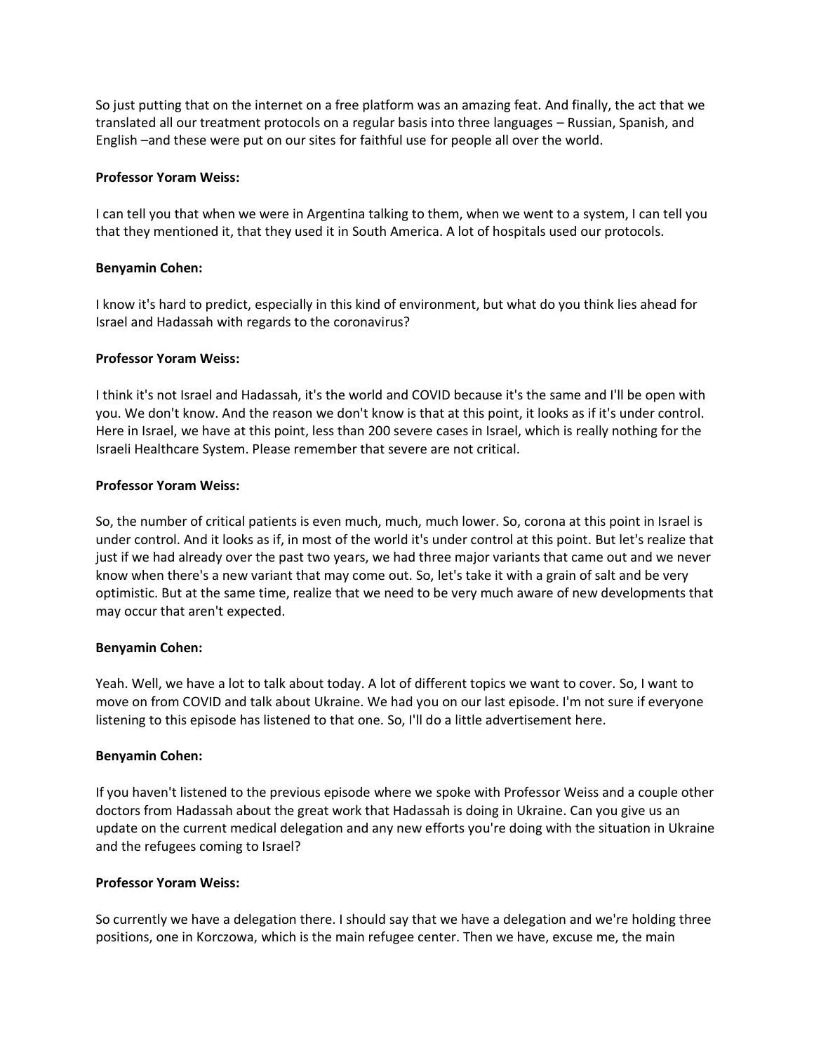So just putting that on the internet on a free platform was an amazing feat. And finally, the act that we translated all our treatment protocols on a regular basis into three languages – Russian, Spanish, and English –and these were put on our sites for faithful use for people all over the world.

**Professor Yoram Weiss:**

I can tell you that when we were in Argentina talking to them, when we went to a system, I can tell you that they mentioned it, that they used it in South America. A lot of hospitals used our protocols.

**Benyamin Cohen:**

I know it's hard to predict, especially in this kind of environment, but what do you think lies ahead for Israel and Hadassah with regards to the coronavirus?

**Professor Yoram Weiss:**

I think it's not Israel and Hadassah, it's the world and COVID because it's the same and I'll be open with you. We don't know. And the reason we don't know is that at this point, it looks as if it's under control. Here in Israel, we have at this point, less than 200 severe cases in Israel, which is really nothing for the Israeli Healthcare System. Please remember that severe are not critical.

**Professor Yoram Weiss:**

So, the number of critical patients is even much, much, much lower. So, corona at this point in Israel is under control. And it looks as if, in most of the world it's under control at this point. But let's realize that just if we had already over the past two years, we had three major variants that came out and we never know when there's a new variant that may come out. So, let's take it with a grain of salt and be very optimistic. But at the same time, realize that we need to be very much aware of new developments that may occur that aren't expected.

**Benyamin Cohen:**

Yeah. Well, we have a lot to talk about today. A lot of different topics we want to cover. So, I want to move on from COVID and talk about Ukraine. We had you on our last episode. I'm not sure if everyone listening to this episode has listened to that one. So, I'll do a little advertisement here.

**Benyamin Cohen:**

If you haven't listened to the previous episode where we spoke with Professor Weiss and a couple other doctors from Hadassah about the great work that Hadassah is doing in Ukraine. Can you give us an update on the current medical delegation and any new efforts you're doing with the situation in Ukraine and the refugees coming to Israel?

**Professor Yoram Weiss:**

So currently we have a delegation there. I should say that we have a delegation and we're holding three positions, one in Korczowa, which is the main refugee center. Then we have, excuse me, the main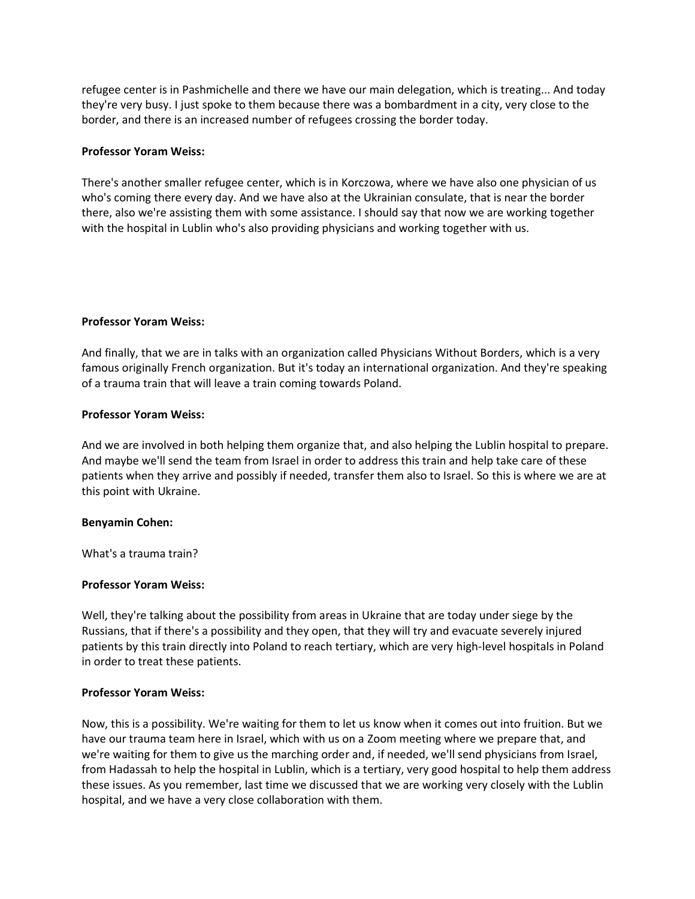refugee center is in Pashmichelle and there we have our main delegation, which is treating... And today they're very busy. I just spoke to them because there was a bombardment in a city, very close to the border, and there is an increased number of refugees crossing the border today.

**Professor Yoram Weiss:**

There's another smaller refugee center, which is in Korczowa, where we have also one physician of us who's coming there every day. And we have also at the Ukrainian consulate, that is near the border there, also we're assisting them with some assistance. I should say that now we are working together with the hospital in Lublin who's also providing physicians and working together with us.

**Professor Yoram Weiss:**

And finally, that we are in talks with an organization called Physicians Without Borders, which is a very famous originally French organization. But it's today an international organization. And they're speaking of a trauma train that will leave a train coming towards Poland.

**Professor Yoram Weiss:**

And we are involved in both helping them organize that, and also helping the Lublin hospital to prepare. And maybe we'll send the team from Israel in order to address this train and help take care of these patients when they arrive and possibly if needed, transfer them also to Israel. So this is where we are at this point with Ukraine.

**Benyamin Cohen:**

What's a trauma train?

**Professor Yoram Weiss:**

Well, they're talking about the possibility from areas in Ukraine that are today under siege by the Russians, that if there's a possibility and they open, that they will try and evacuate severely injured patients by this train directly into Poland to reach tertiary, which are very high-level hospitals in Poland in order to treat these patients.

**Professor Yoram Weiss:**

Now, this is a possibility. We're waiting for them to let us know when it comes out into fruition. But we have our trauma team here in Israel, which with us on a Zoom meeting where we prepare that, and we're waiting for them to give us the marching order and, if needed, we'll send physicians from Israel, from Hadassah to help the hospital in Lublin, which is a tertiary, very good hospital to help them address these issues. As you remember, last time we discussed that we are working very closely with the Lublin hospital, and we have a very close collaboration with them.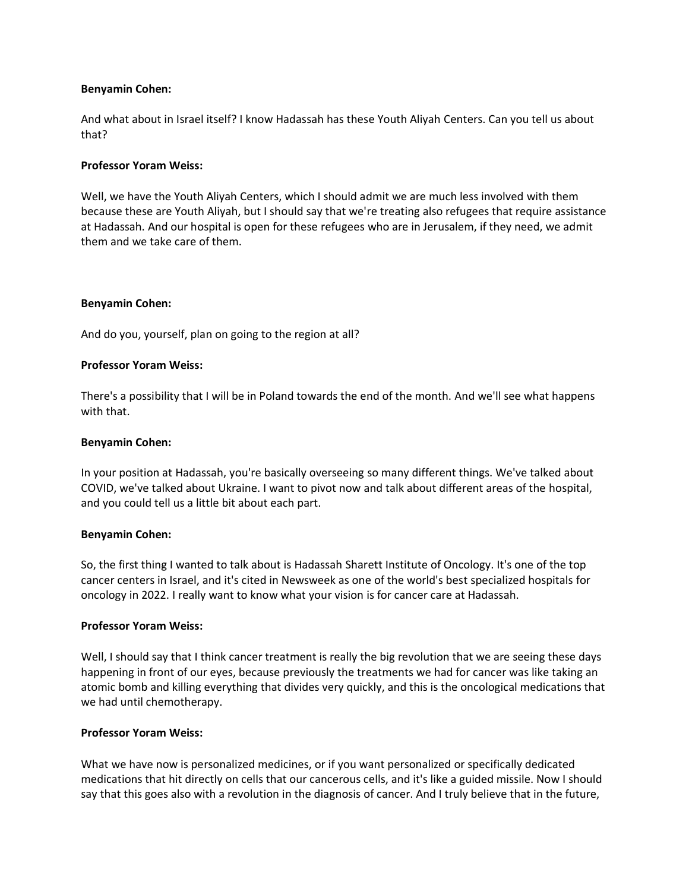**Benyamin Cohen:**

And what about in Israel itself? I know Hadassah has these Youth Aliyah Centers. Can you tell us about that?

**Professor Yoram Weiss:**

Well, we have the Youth Aliyah Centers, which I should admit we are much less involved with them because these are Youth Aliyah, but I should say that we're treating also refugees that require assistance at Hadassah. And our hospital is open for these refugees who are in Jerusalem, if they need, we admit them and we take care of them.

**Benyamin Cohen:**

And do you, yourself, plan on going to the region at all?

**Professor Yoram Weiss:**

There's a possibility that I will be in Poland towards the end of the month. And we'll see what happens with that.

**Benyamin Cohen:**

In your position at Hadassah, you're basically overseeing so many different things. We've talked about COVID, we've talked about Ukraine. I want to pivot now and talk about different areas of the hospital, and you could tell us a little bit about each part.

**Benyamin Cohen:**

So, the first thing I wanted to talk about is Hadassah Sharett Institute of Oncology. It's one of the top cancer centers in Israel, and it's cited in Newsweek as one of the world's best specialized hospitals for oncology in 2022. I really want to know what your vision is for cancer care at Hadassah.

**Professor Yoram Weiss:**

Well, I should say that I think cancer treatment is really the big revolution that we are seeing these days happening in front of our eyes, because previously the treatments we had for cancer was like taking an atomic bomb and killing everything that divides very quickly, and this is the oncological medications that we had until chemotherapy.

**Professor Yoram Weiss:**

What we have now is personalized medicines, or if you want personalized or specifically dedicated medications that hit directly on cells that our cancerous cells, and it's like a guided missile. Now I should say that this goes also with a revolution in the diagnosis of cancer. And I truly believe that in the future,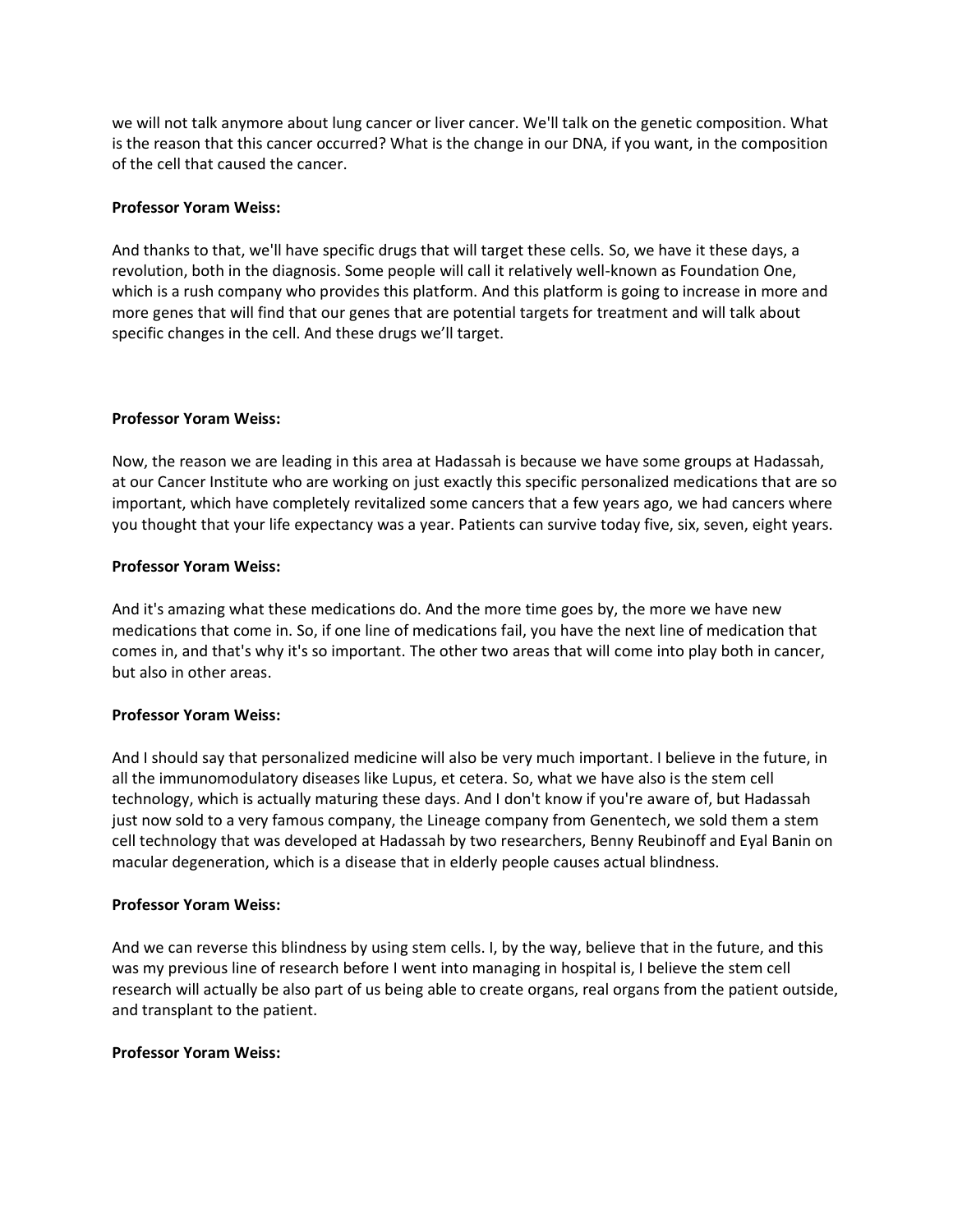we will not talk anymore about lung cancer or liver cancer. We'll talk on the genetic composition. What is the reason that this cancer occurred? What is the change in our DNA, if you want, in the composition of the cell that caused the cancer.

**Professor Yoram Weiss:**

And thanks to that, we'll have specific drugs that will target these cells. So, we have it these days, a revolution, both in the diagnosis. Some people will call it relatively well-known as Foundation One, which is a rush company who provides this platform. And this platform is going to increase in more and more genes that will find that our genes that are potential targets for treatment and will talk about specific changes in the cell. And these drugs we'll target.

**Professor Yoram Weiss:**

Now, the reason we are leading in this area at Hadassah is because we have some groups at Hadassah, at our Cancer Institute who are working on just exactly this specific personalized medications that are so important, which have completely revitalized some cancers that a few years ago, we had cancers where you thought that your life expectancy was a year. Patients can survive today five, six, seven, eight years.

**Professor Yoram Weiss:**

And it's amazing what these medications do. And the more time goes by, the more we have new medications that come in. So, if one line of medications fail, you have the next line of medication that comes in, and that's why it's so important. The other two areas that will come into play both in cancer, but also in other areas.

**Professor Yoram Weiss:**

And I should say that personalized medicine will also be very much important. I believe in the future, in all the immunomodulatory diseases like Lupus, et cetera. So, what we have also is the stem cell technology, which is actually maturing these days. And I don't know if you're aware of, but Hadassah just now sold to a very famous company, the Lineage company from Genentech, we sold them a stem cell technology that was developed at Hadassah by two researchers, Benny Reubinoff and Eyal Banin on macular degeneration, which is a disease that in elderly people causes actual blindness.

**Professor Yoram Weiss:**

And we can reverse this blindness by using stem cells. I, by the way, believe that in the future, and this was my previous line of research before I went into managing in hospital is, I believe the stem cell research will actually be also part of us being able to create organs, real organs from the patient outside, and transplant to the patient.

**Professor Yoram Weiss:**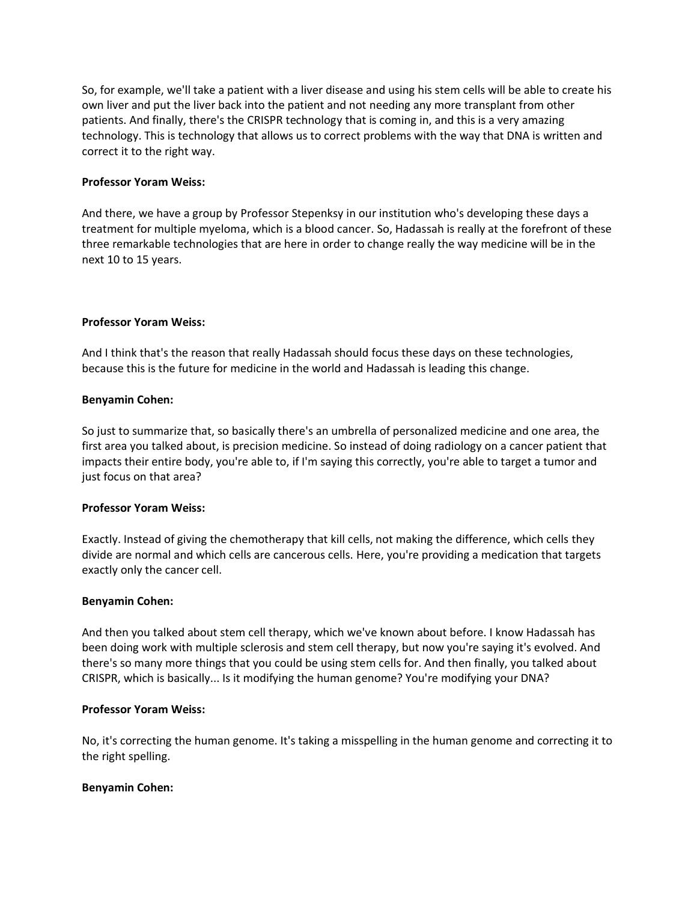So, for example, we'll take a patient with a liver disease and using his stem cells will be able to create his own liver and put the liver back into the patient and not needing any more transplant from other patients. And finally, there's the CRISPR technology that is coming in, and this is a very amazing technology. This is technology that allows us to correct problems with the way that DNA is written and correct it to the right way.

**Professor Yoram Weiss:**

And there, we have a group by Professor Stepenksy in our institution who's developing these days a treatment for multiple myeloma, which is a blood cancer. So, Hadassah is really at the forefront of these three remarkable technologies that are here in order to change really the way medicine will be in the next 10 to 15 years.

**Professor Yoram Weiss:**

And I think that's the reason that really Hadassah should focus these days on these technologies, because this is the future for medicine in the world and Hadassah is leading this change.

**Benyamin Cohen:**

So just to summarize that, so basically there's an umbrella of personalized medicine and one area, the first area you talked about, is precision medicine. So instead of doing radiology on a cancer patient that impacts their entire body, you're able to, if I'm saying this correctly, you're able to target a tumor and just focus on that area?

**Professor Yoram Weiss:**

Exactly. Instead of giving the chemotherapy that kill cells, not making the difference, which cells they divide are normal and which cells are cancerous cells. Here, you're providing a medication that targets exactly only the cancer cell.

**Benyamin Cohen:**

And then you talked about stem cell therapy, which we've known about before. I know Hadassah has been doing work with multiple sclerosis and stem cell therapy, but now you're saying it's evolved. And there's so many more things that you could be using stem cells for. And then finally, you talked about CRISPR, which is basically... Is it modifying the human genome? You're modifying your DNA?

**Professor Yoram Weiss:**

No, it's correcting the human genome. It's taking a misspelling in the human genome and correcting it to the right spelling.

**Benyamin Cohen:**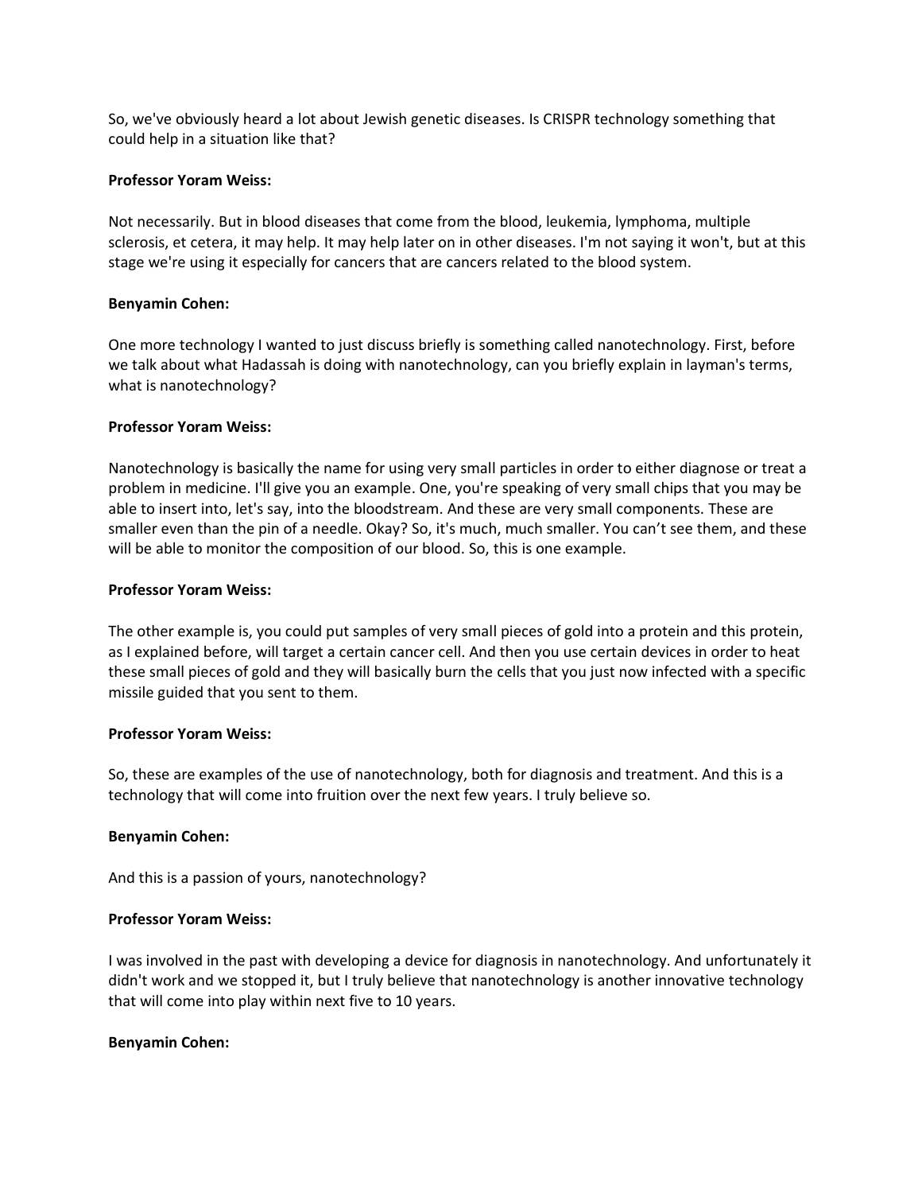So, we've obviously heard a lot about Jewish genetic diseases. Is CRISPR technology something that could help in a situation like that?

**Professor Yoram Weiss:**

Not necessarily. But in blood diseases that come from the blood, leukemia, lymphoma, multiple sclerosis, et cetera, it may help. It may help later on in other diseases. I'm not saying it won't, but at this stage we're using it especially for cancers that are cancers related to the blood system.

**Benyamin Cohen:**

One more technology I wanted to just discuss briefly is something called nanotechnology. First, before we talk about what Hadassah is doing with nanotechnology, can you briefly explain in layman's terms, what is nanotechnology?

**Professor Yoram Weiss:**

Nanotechnology is basically the name for using very small particles in order to either diagnose or treat a problem in medicine. I'll give you an example. One, you're speaking of very small chips that you may be able to insert into, let's say, into the bloodstream. And these are very small components. These are smaller even than the pin of a needle. Okay? So, it's much, much smaller. You can't see them, and these will be able to monitor the composition of our blood. So, this is one example.

**Professor Yoram Weiss:**

The other example is, you could put samples of very small pieces of gold into a protein and this protein, as I explained before, will target a certain cancer cell. And then you use certain devices in order to heat these small pieces of gold and they will basically burn the cells that you just now infected with a specific missile guided that you sent to them.

**Professor Yoram Weiss:**

So, these are examples of the use of nanotechnology, both for diagnosis and treatment. And this is a technology that will come into fruition over the next few years. I truly believe so.

**Benyamin Cohen:**

And this is a passion of yours, nanotechnology?

**Professor Yoram Weiss:**

I was involved in the past with developing a device for diagnosis in nanotechnology. And unfortunately it didn't work and we stopped it, but I truly believe that nanotechnology is another innovative technology that will come into play within next five to 10 years.

**Benyamin Cohen:**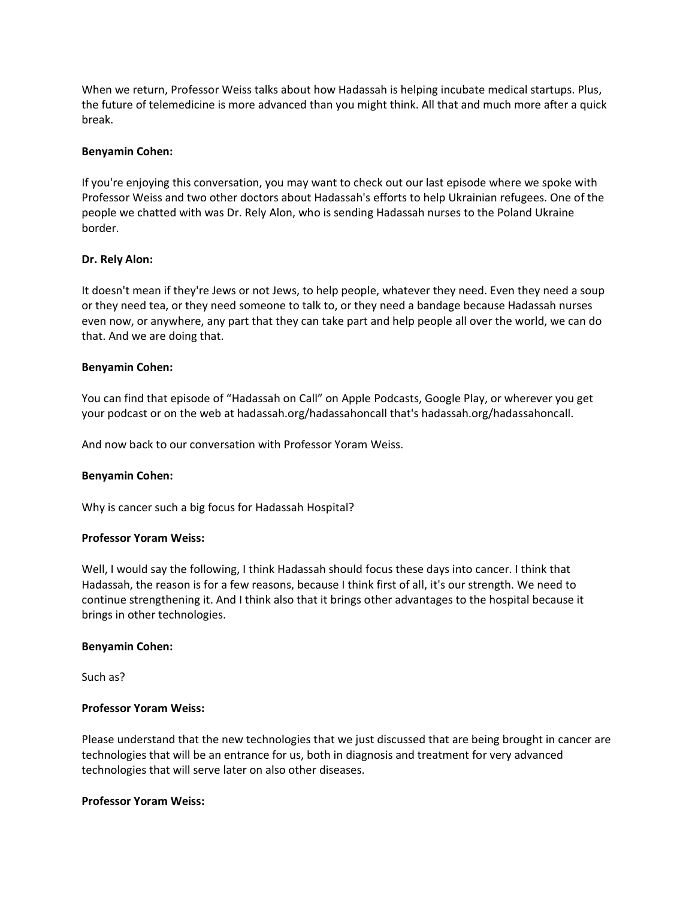When we return, Professor Weiss talks about how Hadassah is helping incubate medical startups. Plus, the future of telemedicine is more advanced than you might think. All that and much more after a quick break.

**Benyamin Cohen:**

If you're enjoying this conversation, you may want to check out our last episode where we spoke with Professor Weiss and two other doctors about Hadassah's efforts to help Ukrainian refugees. One of the people we chatted with was Dr. Rely Alon, who is sending Hadassah nurses to the Poland Ukraine border.

**Dr. Rely Alon:**

It doesn't mean if they're Jews or not Jews, to help people, whatever they need. Even they need a soup or they need tea, or they need someone to talk to, or they need a bandage because Hadassah nurses even now, or anywhere, any part that they can take part and help people all over the world, we can do that. And we are doing that.

**Benyamin Cohen:**

You can find that episode of "Hadassah on Call" on Apple Podcasts, Google Play, or wherever you get your podcast or on the web at hadassah.org/hadassahoncall that's hadassah.org/hadassahoncall.

And now back to our conversation with Professor Yoram Weiss.

**Benyamin Cohen:**

Why is cancer such a big focus for Hadassah Hospital?

**Professor Yoram Weiss:**

Well, I would say the following, I think Hadassah should focus these days into cancer. I think that Hadassah, the reason is for a few reasons, because I think first of all, it's our strength. We need to continue strengthening it. And I think also that it brings other advantages to the hospital because it brings in other technologies.

**Benyamin Cohen:**

Such as?

**Professor Yoram Weiss:**

Please understand that the new technologies that we just discussed that are being brought in cancer are technologies that will be an entrance for us, both in diagnosis and treatment for very advanced technologies that will serve later on also other diseases.

**Professor Yoram Weiss:**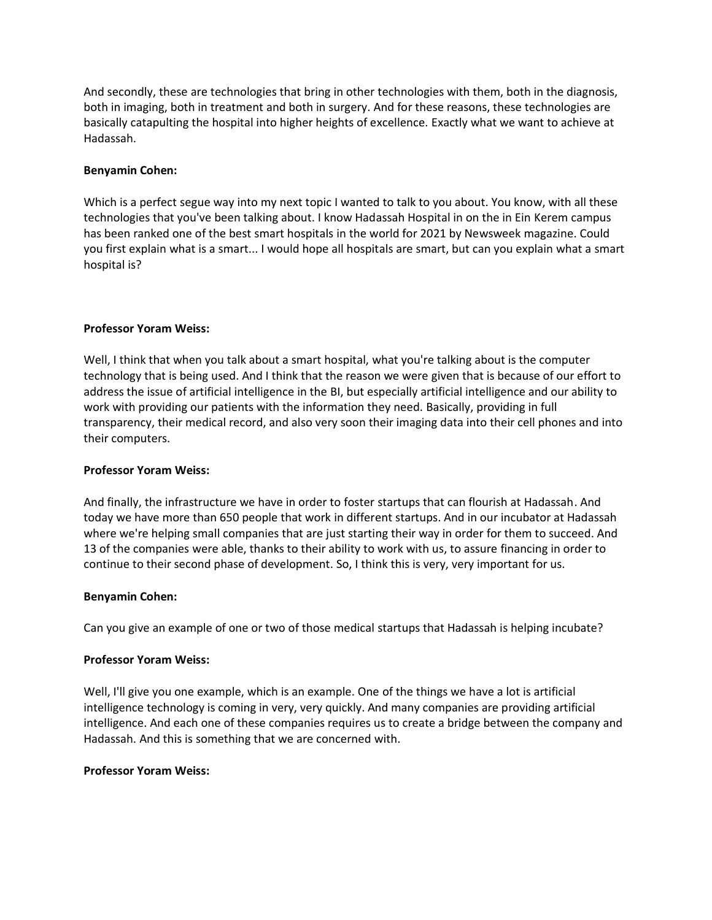And secondly, these are technologies that bring in other technologies with them, both in the diagnosis, both in imaging, both in treatment and both in surgery. And for these reasons, these technologies are basically catapulting the hospital into higher heights of excellence. Exactly what we want to achieve at Hadassah.

**Benyamin Cohen:**

Which is a perfect segue way into my next topic I wanted to talk to you about. You know, with all these technologies that you've been talking about. I know Hadassah Hospital in on the in Ein Kerem campus has been ranked one of the best smart hospitals in the world for 2021 by Newsweek magazine. Could you first explain what is a smart... I would hope all hospitals are smart, but can you explain what a smart hospital is?

**Professor Yoram Weiss:**

Well, I think that when you talk about a smart hospital, what you're talking about is the computer technology that is being used. And I think that the reason we were given that is because of our effort to address the issue of artificial intelligence in the BI, but especially artificial intelligence and our ability to work with providing our patients with the information they need. Basically, providing in full transparency, their medical record, and also very soon their imaging data into their cell phones and into their computers.

**Professor Yoram Weiss:**

And finally, the infrastructure we have in order to foster startups that can flourish at Hadassah. And today we have more than 650 people that work in different startups. And in our incubator at Hadassah where we're helping small companies that are just starting their way in order for them to succeed. And 13 of the companies were able, thanks to their ability to work with us, to assure financing in order to continue to their second phase of development. So, I think this is very, very important for us.

**Benyamin Cohen:**

Can you give an example of one or two of those medical startups that Hadassah is helping incubate?

**Professor Yoram Weiss:**

Well, I'll give you one example, which is an example. One of the things we have a lot is artificial intelligence technology is coming in very, very quickly. And many companies are providing artificial intelligence. And each one of these companies requires us to create a bridge between the company and Hadassah. And this is something that we are concerned with.

**Professor Yoram Weiss:**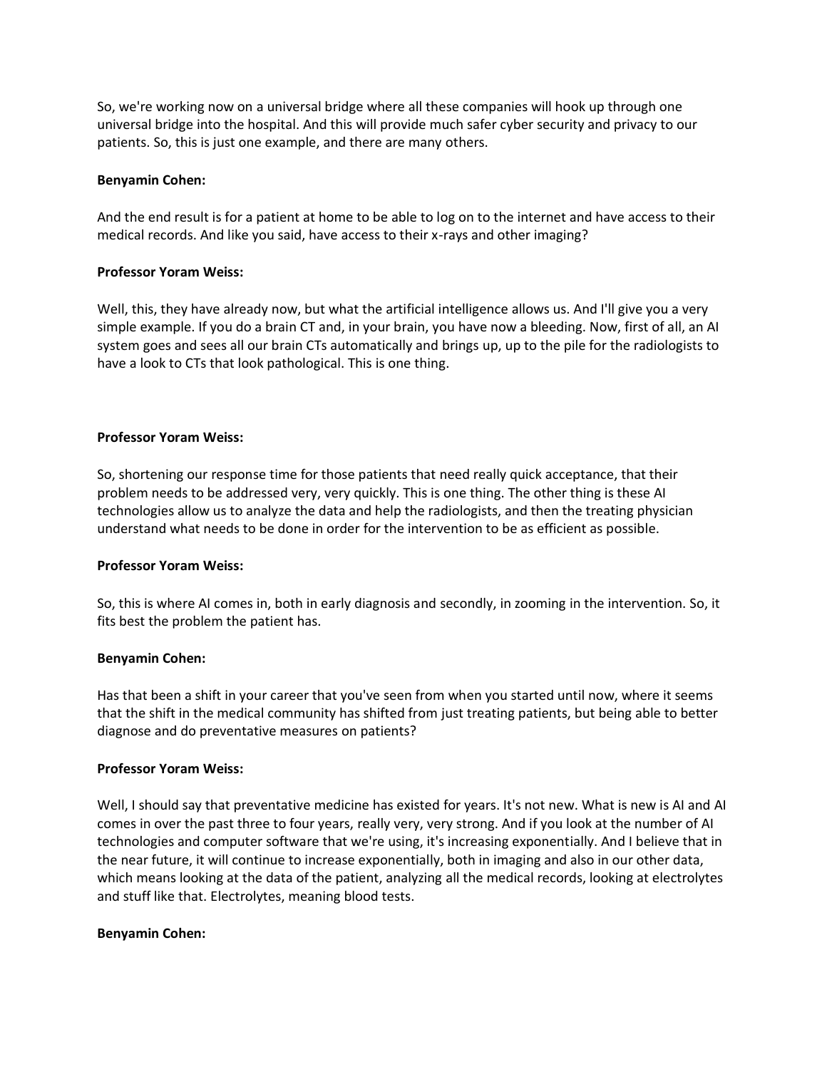So, we're working now on a universal bridge where all these companies will hook up through one universal bridge into the hospital. And this will provide much safer cyber security and privacy to our patients. So, this is just one example, and there are many others.

**Benyamin Cohen:**

And the end result is for a patient at home to be able to log on to the internet and have access to their medical records. And like you said, have access to their x-rays and other imaging?

**Professor Yoram Weiss:**

Well, this, they have already now, but what the artificial intelligence allows us. And I'll give you a very simple example. If you do a brain CT and, in your brain, you have now a bleeding. Now, first of all, an AI system goes and sees all our brain CTs automatically and brings up, up to the pile for the radiologists to have a look to CTs that look pathological. This is one thing.

**Professor Yoram Weiss:**

So, shortening our response time for those patients that need really quick acceptance, that their problem needs to be addressed very, very quickly. This is one thing. The other thing is these AI technologies allow us to analyze the data and help the radiologists, and then the treating physician understand what needs to be done in order for the intervention to be as efficient as possible.

**Professor Yoram Weiss:**

So, this is where AI comes in, both in early diagnosis and secondly, in zooming in the intervention. So, it fits best the problem the patient has.

**Benyamin Cohen:**

Has that been a shift in your career that you've seen from when you started until now, where it seems that the shift in the medical community has shifted from just treating patients, but being able to better diagnose and do preventative measures on patients?

**Professor Yoram Weiss:**

Well, I should say that preventative medicine has existed for years. It's not new. What is new is AI and AI comes in over the past three to four years, really very, very strong. And if you look at the number of AI technologies and computer software that we're using, it's increasing exponentially. And I believe that in the near future, it will continue to increase exponentially, both in imaging and also in our other data, which means looking at the data of the patient, analyzing all the medical records, looking at electrolytes and stuff like that. Electrolytes, meaning blood tests.

**Benyamin Cohen:**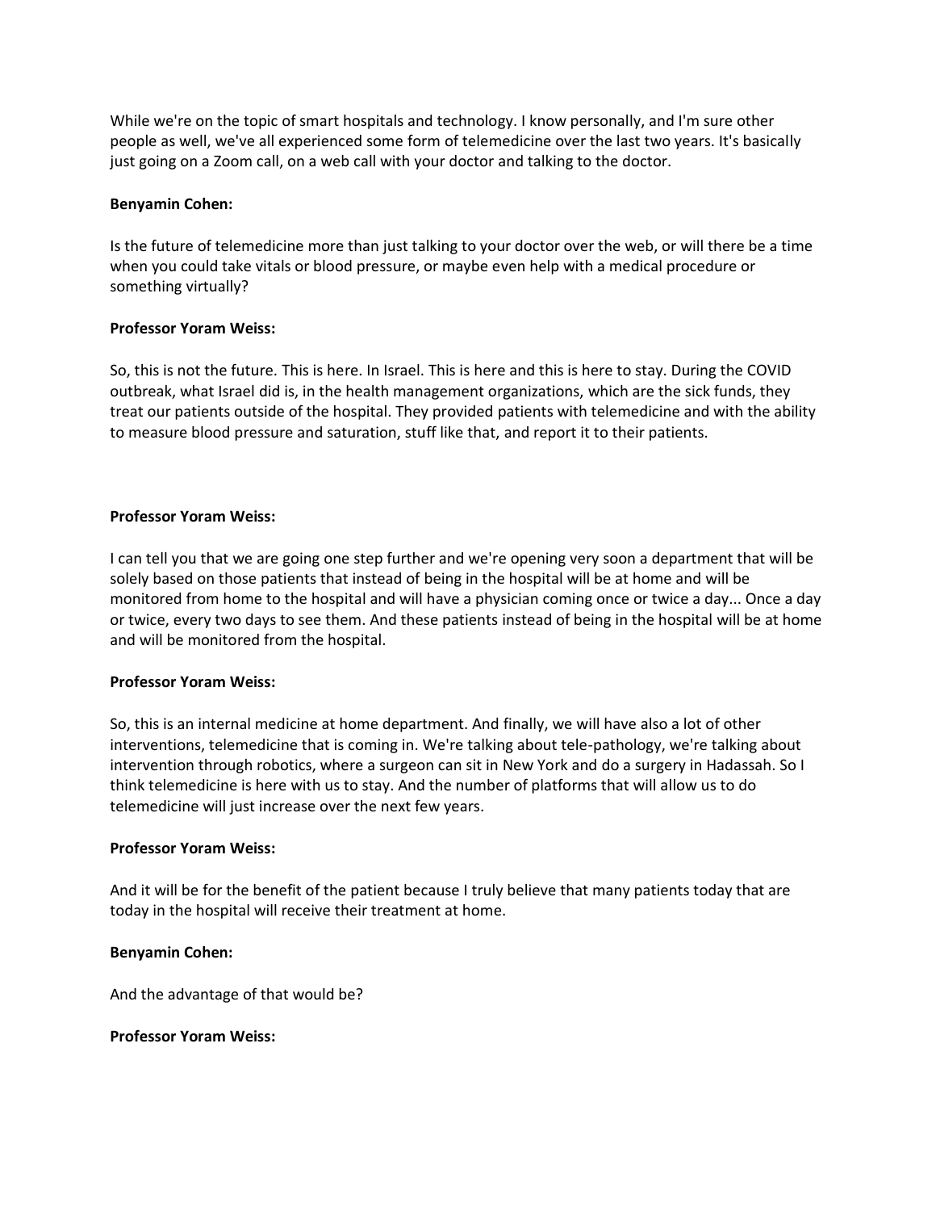While we're on the topic of smart hospitals and technology. I know personally, and I'm sure other people as well, we've all experienced some form of telemedicine over the last two years. It's basically just going on a Zoom call, on a web call with your doctor and talking to the doctor.

**Benyamin Cohen:**

Is the future of telemedicine more than just talking to your doctor over the web, or will there be a time when you could take vitals or blood pressure, or maybe even help with a medical procedure or something virtually?

**Professor Yoram Weiss:**

So, this is not the future. This is here. In Israel. This is here and this is here to stay. During the COVID outbreak, what Israel did is, in the health management organizations, which are the sick funds, they treat our patients outside of the hospital. They provided patients with telemedicine and with the ability to measure blood pressure and saturation, stuff like that, and report it to their patients.

**Professor Yoram Weiss:**

I can tell you that we are going one step further and we're opening very soon a department that will be solely based on those patients that instead of being in the hospital will be at home and will be monitored from home to the hospital and will have a physician coming once or twice a day... Once a day or twice, every two days to see them. And these patients instead of being in the hospital will be at home and will be monitored from the hospital.

**Professor Yoram Weiss:**

So, this is an internal medicine at home department. And finally, we will have also a lot of other interventions, telemedicine that is coming in. We're talking about tele-pathology, we're talking about intervention through robotics, where a surgeon can sit in New York and do a surgery in Hadassah. So I think telemedicine is here with us to stay. And the number of platforms that will allow us to do telemedicine will just increase over the next few years.

**Professor Yoram Weiss:**

And it will be for the benefit of the patient because I truly believe that many patients today that are today in the hospital will receive their treatment at home.

**Benyamin Cohen:**

And the advantage of that would be?

**Professor Yoram Weiss:**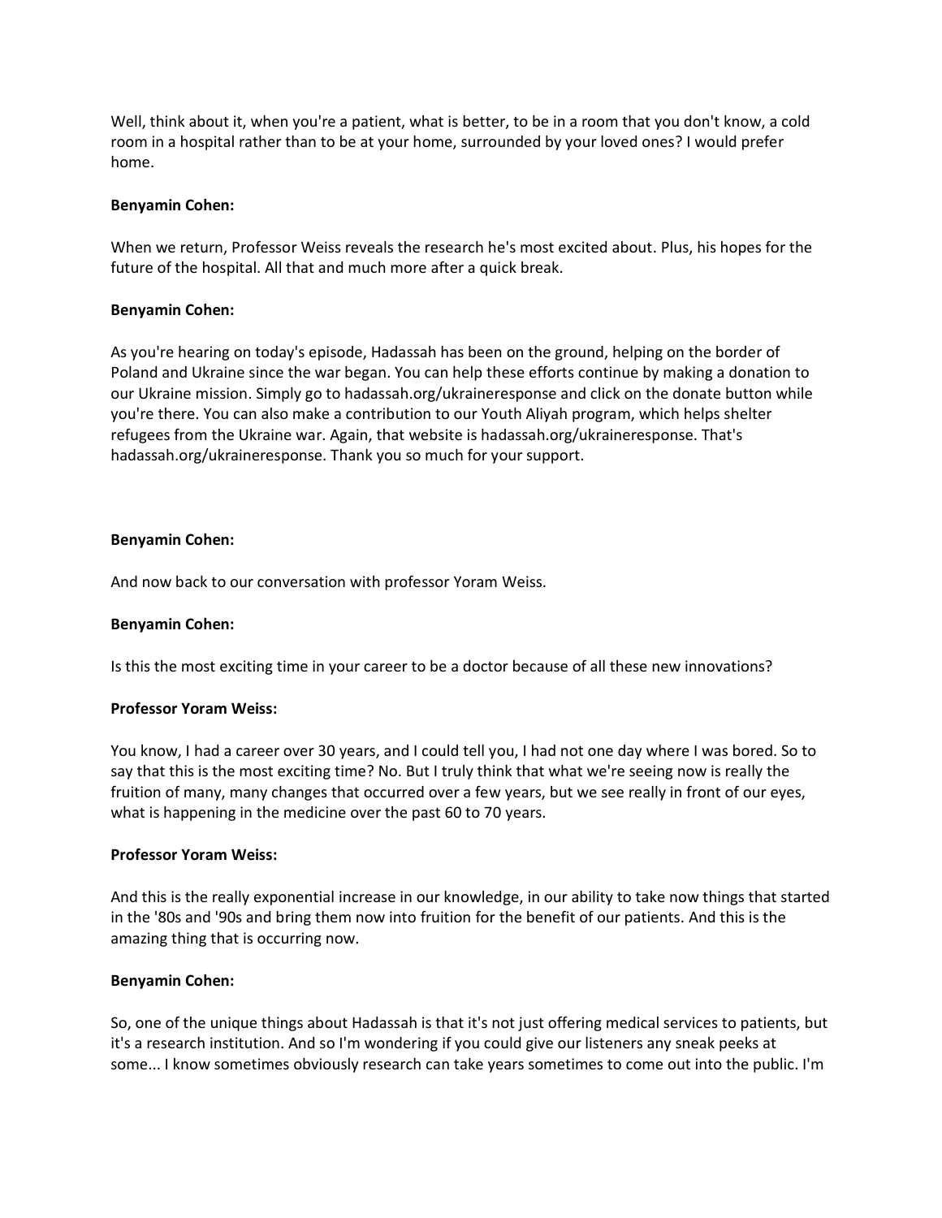Well, think about it, when you're a patient, what is better, to be in a room that you don't know, a cold room in a hospital rather than to be at your home, surrounded by your loved ones? I would prefer home.

**Benyamin Cohen:**

When we return, Professor Weiss reveals the research he's most excited about. Plus, his hopes for the future of the hospital. All that and much more after a quick break.

**Benyamin Cohen:**

As you're hearing on today's episode, Hadassah has been on the ground, helping on the border of Poland and Ukraine since the war began. You can help these efforts continue by making a donation to our Ukraine mission. Simply go to hadassah.org/ukraineresponse and click on the donate button while you're there. You can also make a contribution to our Youth Aliyah program, which helps shelter refugees from the Ukraine war. Again, that website is hadassah.org/ukraineresponse. That's hadassah.org/ukraineresponse. Thank you so much for your support.

**Benyamin Cohen:**

And now back to our conversation with professor Yoram Weiss.

**Benyamin Cohen:**

Is this the most exciting time in your career to be a doctor because of all these new innovations?

**Professor Yoram Weiss:**

You know, I had a career over 30 years, and I could tell you, I had not one day where I was bored. So to say that this is the most exciting time? No. But I truly think that what we're seeing now is really the fruition of many, many changes that occurred over a few years, but we see really in front of our eyes, what is happening in the medicine over the past 60 to 70 years.

**Professor Yoram Weiss:**

And this is the really exponential increase in our knowledge, in our ability to take now things that started in the '80s and '90s and bring them now into fruition for the benefit of our patients. And this is the amazing thing that is occurring now.

**Benyamin Cohen:**

So, one of the unique things about Hadassah is that it's not just offering medical services to patients, but it's a research institution. And so I'm wondering if you could give our listeners any sneak peeks at some... I know sometimes obviously research can take years sometimes to come out into the public. I'm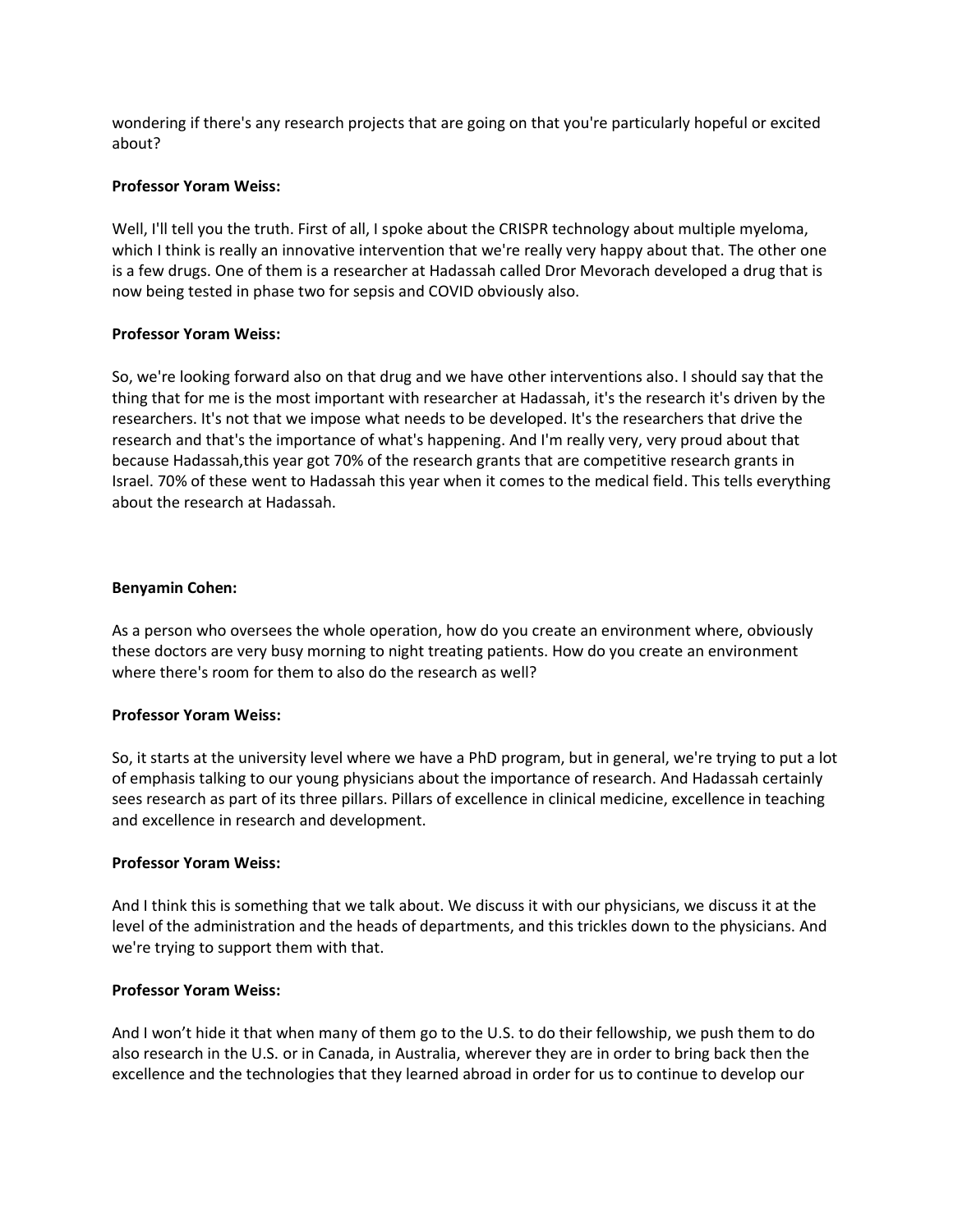wondering if there's any research projects that are going on that you're particularly hopeful or excited about?

**Professor Yoram Weiss:**

Well, I'll tell you the truth. First of all, I spoke about the CRISPR technology about multiple myeloma, which I think is really an innovative intervention that we're really very happy about that. The other one is a few drugs. One of them is a researcher at Hadassah called Dror Mevorach developed a drug that is now being tested in phase two for sepsis and COVID obviously also.

**Professor Yoram Weiss:**

So, we're looking forward also on that drug and we have other interventions also. I should say that the thing that for me is the most important with researcher at Hadassah, it's the research it's driven by the researchers. It's not that we impose what needs to be developed. It's the researchers that drive the research and that's the importance of what's happening. And I'm really very, very proud about that because Hadassah,this year got 70% of the research grants that are competitive research grants in Israel. 70% of these went to Hadassah this year when it comes to the medical field. This tells everything about the research at Hadassah.

**Benyamin Cohen:**

As a person who oversees the whole operation, how do you create an environment where, obviously these doctors are very busy morning to night treating patients. How do you create an environment where there's room for them to also do the research as well?

**Professor Yoram Weiss:**

So, it starts at the university level where we have a PhD program, but in general, we're trying to put a lot of emphasis talking to our young physicians about the importance of research. And Hadassah certainly sees research as part of its three pillars. Pillars of excellence in clinical medicine, excellence in teaching and excellence in research and development.

**Professor Yoram Weiss:**

And I think this is something that we talk about. We discuss it with our physicians, we discuss it at the level of the administration and the heads of departments, and this trickles down to the physicians. And we're trying to support them with that.

**Professor Yoram Weiss:**

And I won't hide it that when many of them go to the U.S. to do their fellowship, we push them to do also research in the U.S. or in Canada, in Australia, wherever they are in order to bring back then the excellence and the technologies that they learned abroad in order for us to continue to develop our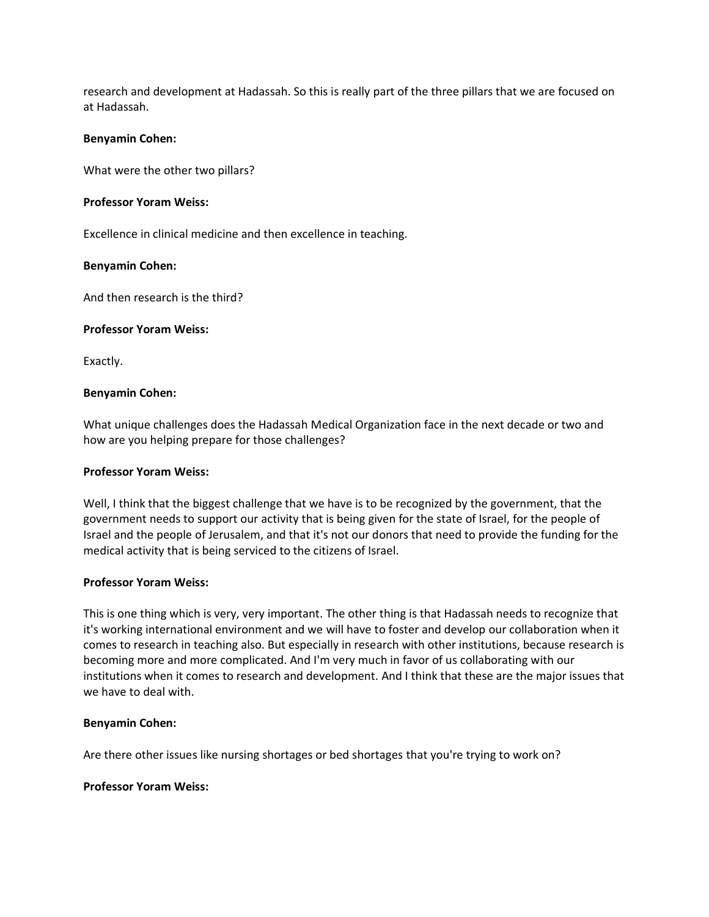research and development at Hadassah. So this is really part of the three pillars that we are focused on at Hadassah.

**Benyamin Cohen:**

What were the other two pillars?

**Professor Yoram Weiss:**

Excellence in clinical medicine and then excellence in teaching.

**Benyamin Cohen:**

And then research is the third?

**Professor Yoram Weiss:**

Exactly.

**Benyamin Cohen:**

What unique challenges does the Hadassah Medical Organization face in the next decade or two and how are you helping prepare for those challenges?

**Professor Yoram Weiss:**

Well, I think that the biggest challenge that we have is to be recognized by the government, that the government needs to support our activity that is being given for the state of Israel, for the people of Israel and the people of Jerusalem, and that it's not our donors that need to provide the funding for the medical activity that is being serviced to the citizens of Israel.

**Professor Yoram Weiss:**

This is one thing which is very, very important. The other thing is that Hadassah needs to recognize that it's working international environment and we will have to foster and develop our collaboration when it comes to research in teaching also. But especially in research with other institutions, because research is becoming more and more complicated. And I'm very much in favor of us collaborating with our institutions when it comes to research and development. And I think that these are the major issues that we have to deal with.

**Benyamin Cohen:**

Are there other issues like nursing shortages or bed shortages that you're trying to work on?

**Professor Yoram Weiss:**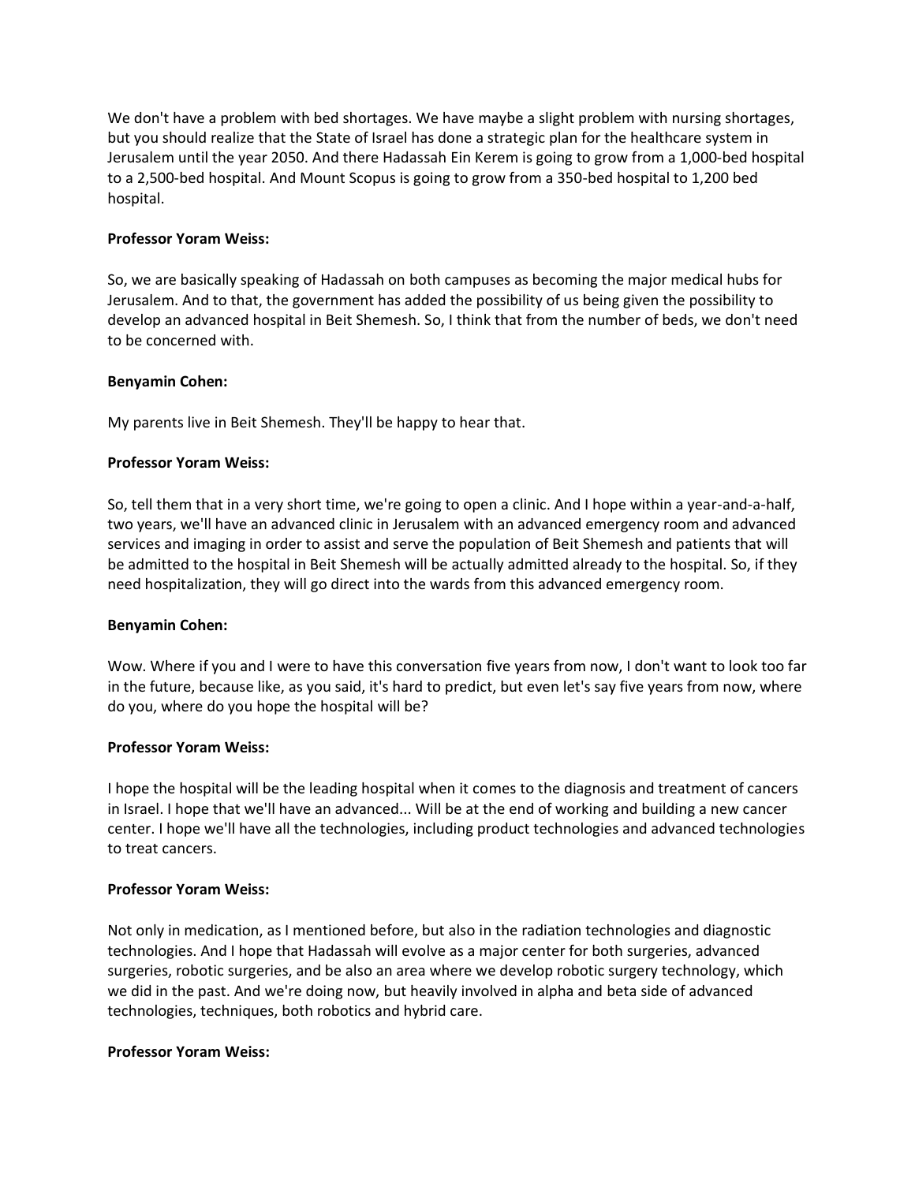We don't have a problem with bed shortages. We have maybe a slight problem with nursing shortages, but you should realize that the State of Israel has done a strategic plan for the healthcare system in Jerusalem until the year 2050. And there Hadassah Ein Kerem is going to grow from a 1,000-bed hospital to a 2,500-bed hospital. And Mount Scopus is going to grow from a 350-bed hospital to 1,200 bed hospital.

**Professor Yoram Weiss:**

So, we are basically speaking of Hadassah on both campuses as becoming the major medical hubs for Jerusalem. And to that, the government has added the possibility of us being given the possibility to develop an advanced hospital in Beit Shemesh. So, I think that from the number of beds, we don't need to be concerned with.

**Benyamin Cohen:**

My parents live in Beit Shemesh. They'll be happy to hear that.

**Professor Yoram Weiss:**

So, tell them that in a very short time, we're going to open a clinic. And I hope within a year-and-a-half, two years, we'll have an advanced clinic in Jerusalem with an advanced emergency room and advanced services and imaging in order to assist and serve the population of Beit Shemesh and patients that will be admitted to the hospital in Beit Shemesh will be actually admitted already to the hospital. So, if they need hospitalization, they will go direct into the wards from this advanced emergency room.

**Benyamin Cohen:**

Wow. Where if you and I were to have this conversation five years from now, I don't want to look too far in the future, because like, as you said, it's hard to predict, but even let's say five years from now, where do you, where do you hope the hospital will be?

**Professor Yoram Weiss:**

I hope the hospital will be the leading hospital when it comes to the diagnosis and treatment of cancers in Israel. I hope that we'll have an advanced... Will be at the end of working and building a new cancer center. I hope we'll have all the technologies, including product technologies and advanced technologies to treat cancers.

**Professor Yoram Weiss:**

Not only in medication, as I mentioned before, but also in the radiation technologies and diagnostic technologies. And I hope that Hadassah will evolve as a major center for both surgeries, advanced surgeries, robotic surgeries, and be also an area where we develop robotic surgery technology, which we did in the past. And we're doing now, but heavily involved in alpha and beta side of advanced technologies, techniques, both robotics and hybrid care.

**Professor Yoram Weiss:**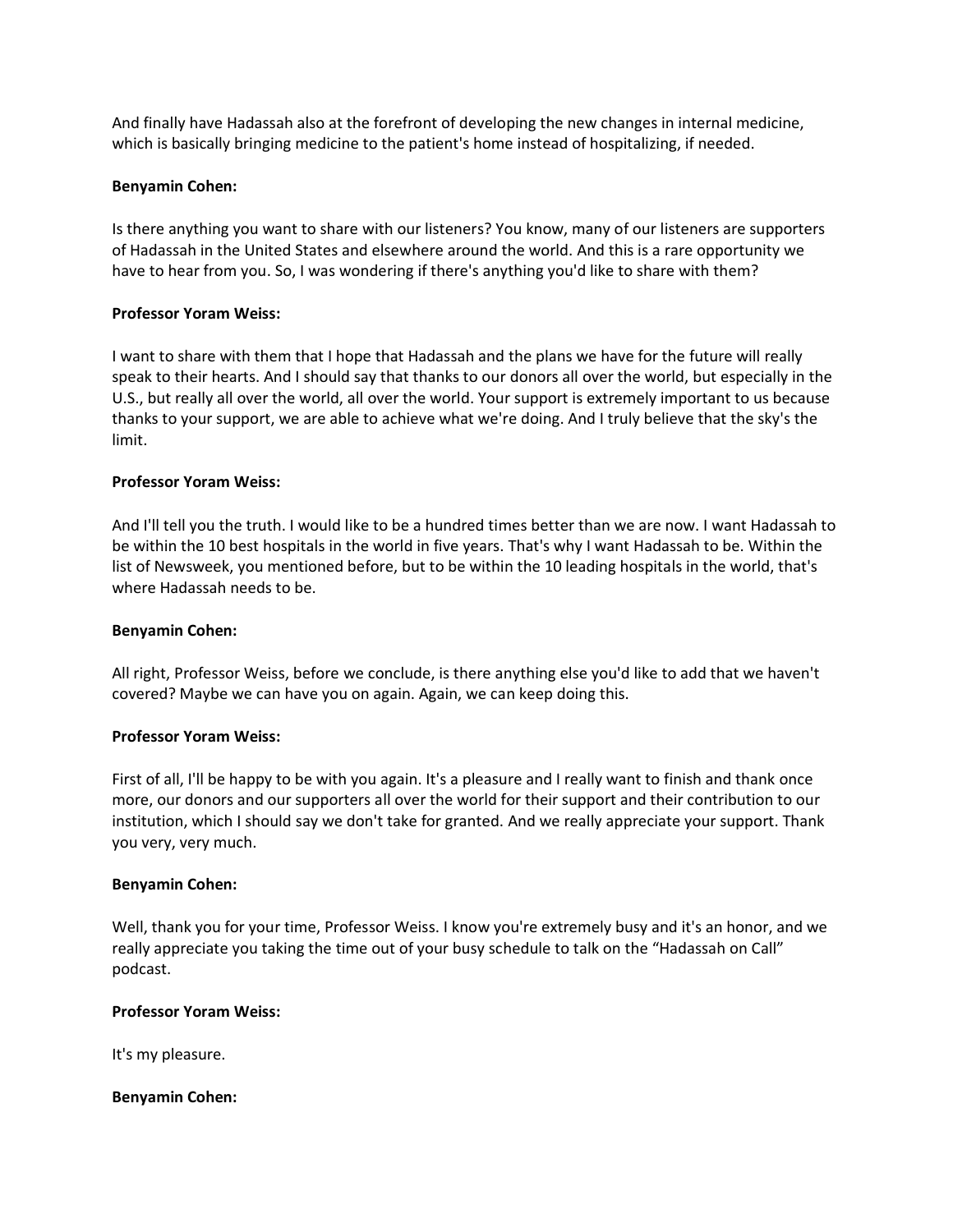And finally have Hadassah also at the forefront of developing the new changes in internal medicine, which is basically bringing medicine to the patient's home instead of hospitalizing, if needed.

**Benyamin Cohen:**

Is there anything you want to share with our listeners? You know, many of our listeners are supporters of Hadassah in the United States and elsewhere around the world. And this is a rare opportunity we have to hear from you. So, I was wondering if there's anything you'd like to share with them?

**Professor Yoram Weiss:**

I want to share with them that I hope that Hadassah and the plans we have for the future will really speak to their hearts. And I should say that thanks to our donors all over the world, but especially in the U.S., but really all over the world, all over the world. Your support is extremely important to us because thanks to your support, we are able to achieve what we're doing. And I truly believe that the sky's the limit.

**Professor Yoram Weiss:**

And I'll tell you the truth. I would like to be a hundred times better than we are now. I want Hadassah to be within the 10 best hospitals in the world in five years. That's why I want Hadassah to be. Within the list of Newsweek, you mentioned before, but to be within the 10 leading hospitals in the world, that's where Hadassah needs to be.

**Benyamin Cohen:**

All right, Professor Weiss, before we conclude, is there anything else you'd like to add that we haven't covered? Maybe we can have you on again. Again, we can keep doing this.

**Professor Yoram Weiss:**

First of all, I'll be happy to be with you again. It's a pleasure and I really want to finish and thank once more, our donors and our supporters all over the world for their support and their contribution to our institution, which I should say we don't take for granted. And we really appreciate your support. Thank you very, very much.

**Benyamin Cohen:**

Well, thank you for your time, Professor Weiss. I know you're extremely busy and it's an honor, and we really appreciate you taking the time out of your busy schedule to talk on the "Hadassah on Call" podcast.

**Professor Yoram Weiss:**

It's my pleasure.

**Benyamin Cohen:**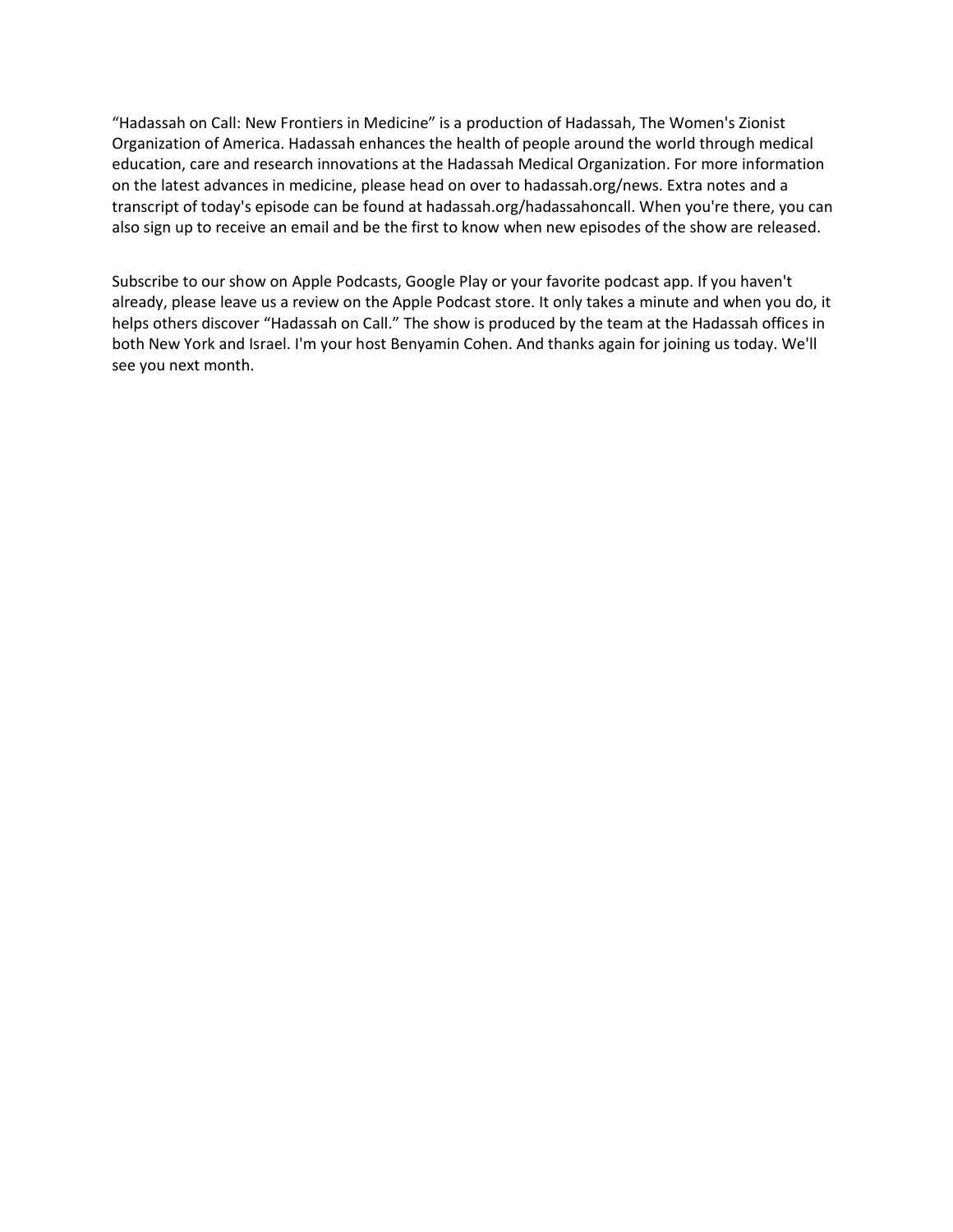“Hadassah on Call: New Frontiers in Medicine” is a production of Hadassah, The Women's Zionist Organization of America. Hadassah enhances the health of people around the world through medical education, care and research innovations at the Hadassah Medical Organization. For more information on the latest advances in medicine, please head on over to hadassah.org/news. Extra notes and a transcript of today's episode can be found at hadassah.org/hadassahoncall. When you're there, you can also sign up to receive an email and be the first to know when new episodes of the show are released.

Subscribe to our show on Apple Podcasts, Google Play or your favorite podcast app. If you haven't already, please leave us a review on the Apple Podcast store. It only takes a minute and when you do, it helps others discover “Hadassah on Call.” The show is produced by the team at the Hadassah offices in both New York and Israel. I'm your host Benyamin Cohen. And thanks again for joining us today. We'll see you next month.